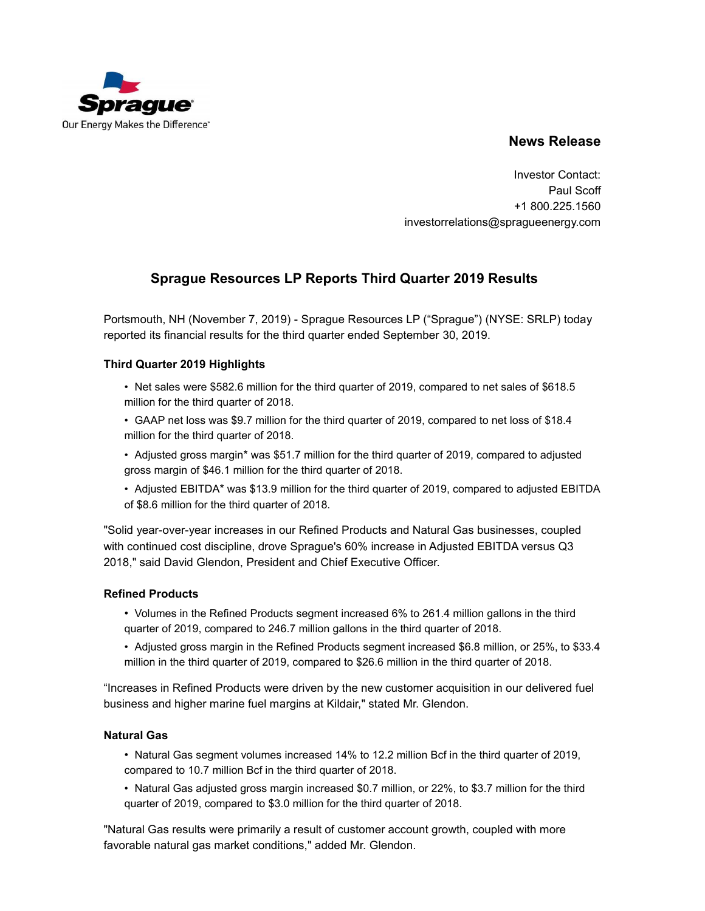Sprague

Our Energy Makes the Difference™

**News Release**

Investor Contact:
Paul Scoff
+1 800.225.1560
investorrelations@spragueenergy.com

## Sprague Resources LP Reports Third Quarter 2019 Results

Portsmouth, NH (November 7, 2019) - Sprague Resources LP ("Sprague") (NYSE: SRLP) today reported its financial results for the third quarter ended September 30, 2019.

### Third Quarter 2019 Highlights

- Net sales were $582.6 million for the third quarter of 2019, compared to net sales of $618.5 million for the third quarter of 2018.
- GAAP net loss was $9.7 million for the third quarter of 2019, compared to net loss of $18.4 million for the third quarter of 2018.
- Adjusted gross margin* was $51.7 million for the third quarter of 2019, compared to adjusted gross margin of $46.1 million for the third quarter of 2018.
- Adjusted EBITDA* was $13.9 million for the third quarter of 2019, compared to adjusted EBITDA of $8.6 million for the third quarter of 2018.

"Solid year-over-year increases in our Refined Products and Natural Gas businesses, coupled with continued cost discipline, drove Sprague's 60% increase in Adjusted EBITDA versus Q3 2018," said David Glendon, President and Chief Executive Officer.

### Refined Products

- Volumes in the Refined Products segment increased 6% to 261.4 million gallons in the third quarter of 2019, compared to 246.7 million gallons in the third quarter of 2018.
- Adjusted gross margin in the Refined Products segment increased $6.8 million, or 25%, to $33.4 million in the third quarter of 2019, compared to $26.6 million in the third quarter of 2018.

"Increases in Refined Products were driven by the new customer acquisition in our delivered fuel business and higher marine fuel margins at Kildair," stated Mr. Glendon.

### Natural Gas

- Natural Gas segment volumes increased 14% to 12.2 million Bcf in the third quarter of 2019, compared to 10.7 million Bcf in the third quarter of 2018.
- Natural Gas adjusted gross margin increased $0.7 million, or 22%, to $3.7 million for the third quarter of 2019, compared to $3.0 million for the third quarter of 2018.

"Natural Gas results were primarily a result of customer account growth, coupled with more favorable natural gas market conditions," added Mr. Glendon.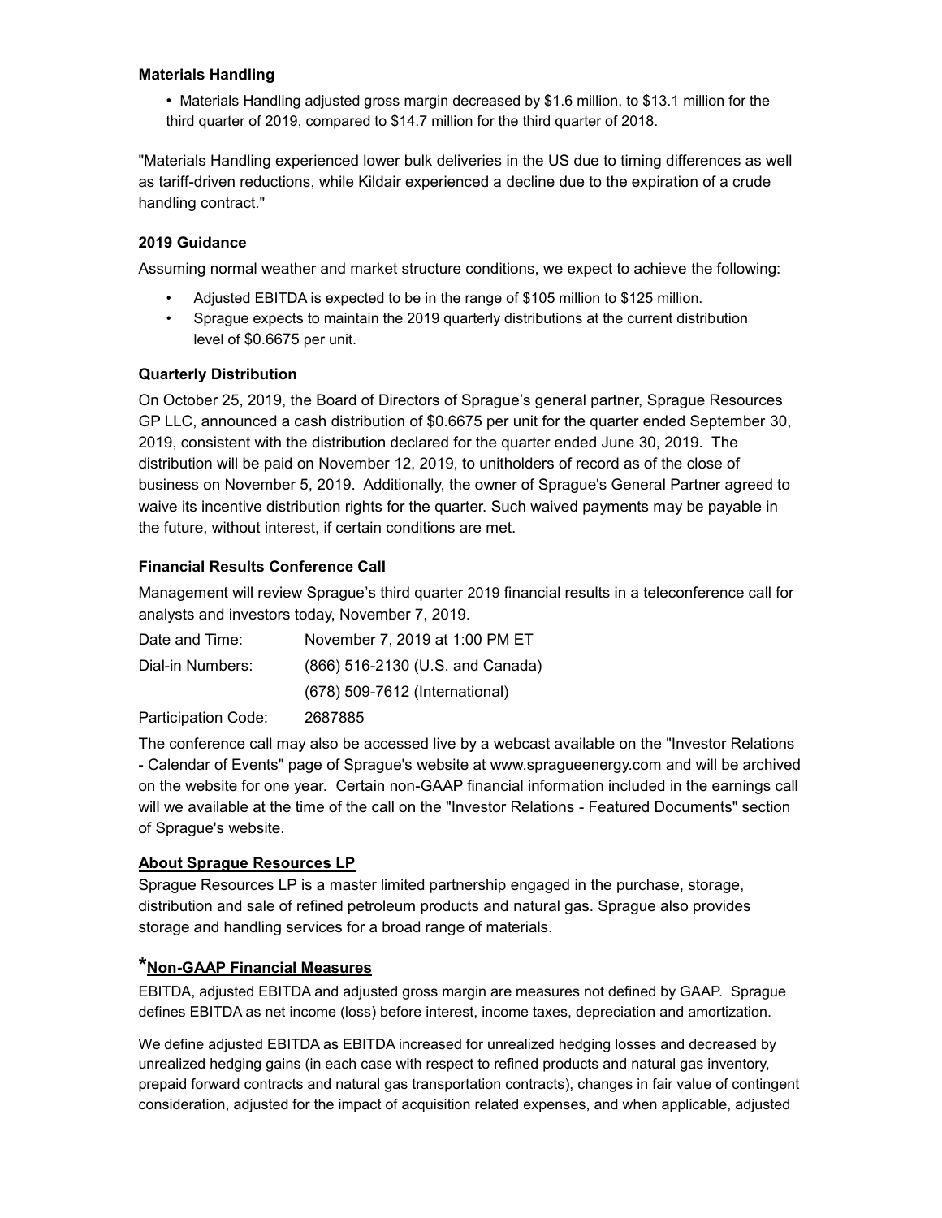### Materials Handling

- Materials Handling adjusted gross margin decreased by $1.6 million, to $13.1 million for the third quarter of 2019, compared to $14.7 million for the third quarter of 2018.

"Materials Handling experienced lower bulk deliveries in the US due to timing differences as well as tariff-driven reductions, while Kildair experienced a decline due to the expiration of a crude handling contract."

### 2019 Guidance

Assuming normal weather and market structure conditions, we expect to achieve the following:

- Adjusted EBITDA is expected to be in the range of $105 million to $125 million.
- Sprague expects to maintain the 2019 quarterly distributions at the current distribution level of $0.6675 per unit.

### Quarterly Distribution

On October 25, 2019, the Board of Directors of Sprague's general partner, Sprague Resources GP LLC, announced a cash distribution of $0.6675 per unit for the quarter ended September 30, 2019, consistent with the distribution declared for the quarter ended June 30, 2019. The distribution will be paid on November 12, 2019, to unitholders of record as of the close of business on November 5, 2019. Additionally, the owner of Sprague's General Partner agreed to waive its incentive distribution rights for the quarter. Such waived payments may be payable in the future, without interest, if certain conditions are met.

### Financial Results Conference Call

Management will review Sprague's third quarter 2019 financial results in a teleconference call for analysts and investors today, November 7, 2019.

| | |
|---|---|
| Date and Time: | November 7, 2019 at 1:00 PM ET |
| Dial-in Numbers: | (866) 516-2130 (U.S. and Canada) |
| | (678) 509-7612 (International) |
| Participation Code: | 2687885 |

The conference call may also be accessed live by a webcast available on the "Investor Relations - Calendar of Events" page of Sprague's website at www.spragueenergy.com and will be archived on the website for one year. Certain non-GAAP financial information included in the earnings call will we available at the time of the call on the "Investor Relations - Featured Documents" section of Sprague's website.

### About Sprague Resources LP

Sprague Resources LP is a master limited partnership engaged in the purchase, storage, distribution and sale of refined petroleum products and natural gas. Sprague also provides storage and handling services for a broad range of materials.

### *Non-GAAP Financial Measures

EBITDA, adjusted EBITDA and adjusted gross margin are measures not defined by GAAP. Sprague defines EBITDA as net income (loss) before interest, income taxes, depreciation and amortization.

We define adjusted EBITDA as EBITDA increased for unrealized hedging losses and decreased by unrealized hedging gains (in each case with respect to refined products and natural gas inventory, prepaid forward contracts and natural gas transportation contracts), changes in fair value of contingent consideration, adjusted for the impact of acquisition related expenses, and when applicable, adjusted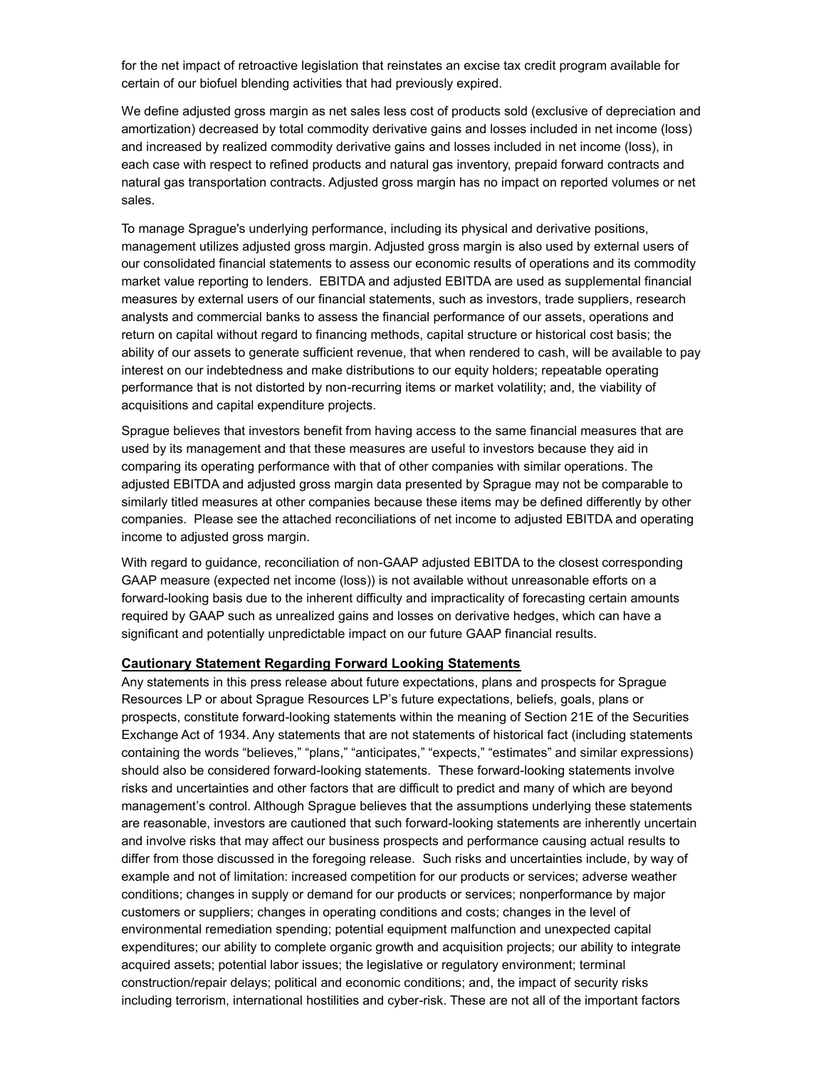for the net impact of retroactive legislation that reinstates an excise tax credit program available for certain of our biofuel blending activities that had previously expired.

We define adjusted gross margin as net sales less cost of products sold (exclusive of depreciation and amortization) decreased by total commodity derivative gains and losses included in net income (loss) and increased by realized commodity derivative gains and losses included in net income (loss), in each case with respect to refined products and natural gas inventory, prepaid forward contracts and natural gas transportation contracts. Adjusted gross margin has no impact on reported volumes or net sales.

To manage Sprague's underlying performance, including its physical and derivative positions, management utilizes adjusted gross margin. Adjusted gross margin is also used by external users of our consolidated financial statements to assess our economic results of operations and its commodity market value reporting to lenders. EBITDA and adjusted EBITDA are used as supplemental financial measures by external users of our financial statements, such as investors, trade suppliers, research analysts and commercial banks to assess the financial performance of our assets, operations and return on capital without regard to financing methods, capital structure or historical cost basis; the ability of our assets to generate sufficient revenue, that when rendered to cash, will be available to pay interest on our indebtedness and make distributions to our equity holders; repeatable operating performance that is not distorted by non-recurring items or market volatility; and, the viability of acquisitions and capital expenditure projects.

Sprague believes that investors benefit from having access to the same financial measures that are used by its management and that these measures are useful to investors because they aid in comparing its operating performance with that of other companies with similar operations. The adjusted EBITDA and adjusted gross margin data presented by Sprague may not be comparable to similarly titled measures at other companies because these items may be defined differently by other companies. Please see the attached reconciliations of net income to adjusted EBITDA and operating income to adjusted gross margin.

With regard to guidance, reconciliation of non-GAAP adjusted EBITDA to the closest corresponding GAAP measure (expected net income (loss)) is not available without unreasonable efforts on a forward-looking basis due to the inherent difficulty and impracticality of forecasting certain amounts required by GAAP such as unrealized gains and losses on derivative hedges, which can have a significant and potentially unpredictable impact on our future GAAP financial results.

**Cautionary Statement Regarding Forward Looking Statements**

Any statements in this press release about future expectations, plans and prospects for Sprague Resources LP or about Sprague Resources LP's future expectations, beliefs, goals, plans or prospects, constitute forward-looking statements within the meaning of Section 21E of the Securities Exchange Act of 1934. Any statements that are not statements of historical fact (including statements containing the words "believes," "plans," "anticipates," "expects," "estimates" and similar expressions) should also be considered forward-looking statements. These forward-looking statements involve risks and uncertainties and other factors that are difficult to predict and many of which are beyond management's control. Although Sprague believes that the assumptions underlying these statements are reasonable, investors are cautioned that such forward-looking statements are inherently uncertain and involve risks that may affect our business prospects and performance causing actual results to differ from those discussed in the foregoing release. Such risks and uncertainties include, by way of example and not of limitation: increased competition for our products or services; adverse weather conditions; changes in supply or demand for our products or services; nonperformance by major customers or suppliers; changes in operating conditions and costs; changes in the level of environmental remediation spending; potential equipment malfunction and unexpected capital expenditures; our ability to complete organic growth and acquisition projects; our ability to integrate acquired assets; potential labor issues; the legislative or regulatory environment; terminal construction/repair delays; political and economic conditions; and, the impact of security risks including terrorism, international hostilities and cyber-risk. These are not all of the important factors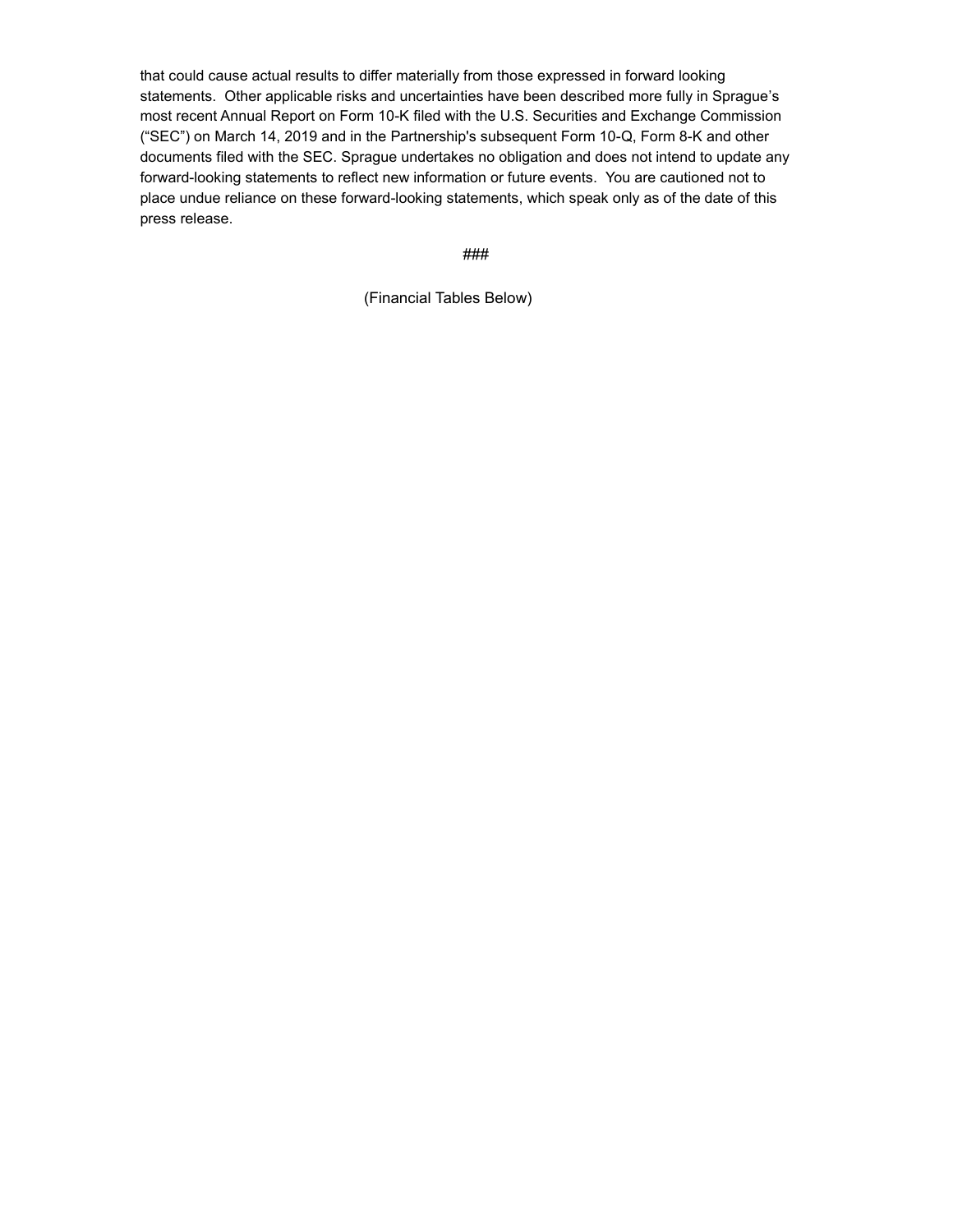that could cause actual results to differ materially from those expressed in forward looking statements. Other applicable risks and uncertainties have been described more fully in Sprague's most recent Annual Report on Form 10-K filed with the U.S. Securities and Exchange Commission ("SEC") on March 14, 2019 and in the Partnership's subsequent Form 10-Q, Form 8-K and other documents filed with the SEC. Sprague undertakes no obligation and does not intend to update any forward-looking statements to reflect new information or future events. You are cautioned not to place undue reliance on these forward-looking statements, which speak only as of the date of this press release.

###

(Financial Tables Below)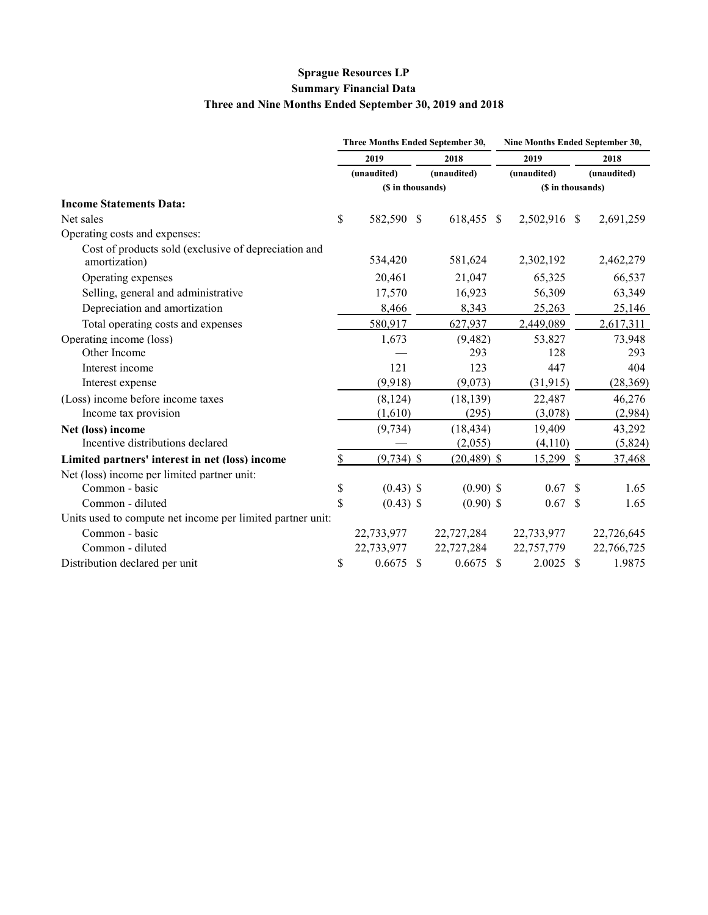**Sprague Resources LP**
**Summary Financial Data**
**Three and Nine Months Ended September 30, 2019 and 2018**

| | Three Months Ended September 30, | | Nine Months Ended September 30, | |
|---|---|---|---|---|
| | 2019 | 2018 | 2019 | 2018 |
| | (unaudited) | (unaudited) | (unaudited) | (unaudited) |
| | ($ in thousands) | | ($ in thousands) | |
| **Income Statements Data:** | | | | |
| Net sales | $ 582,590 | $ 618,455 | $ 2,502,916 | $ 2,691,259 |
| Operating costs and expenses: | | | | |
| Cost of products sold (exclusive of depreciation and amortization) | 534,420 | 581,624 | 2,302,192 | 2,462,279 |
| Operating expenses | 20,461 | 21,047 | 65,325 | 66,537 |
| Selling, general and administrative | 17,570 | 16,923 | 56,309 | 63,349 |
| Depreciation and amortization | 8,466 | 8,343 | 25,263 | 25,146 |
| Total operating costs and expenses | 580,917 | 627,937 | 2,449,089 | 2,617,311 |
| Operating income (loss) | 1,673 | (9,482) | 53,827 | 73,948 |
| Other Income | — | 293 | 128 | 293 |
| Interest income | 121 | 123 | 447 | 404 |
| Interest expense | (9,918) | (9,073) | (31,915) | (28,369) |
| (Loss) income before income taxes | (8,124) | (18,139) | 22,487 | 46,276 |
| Income tax provision | (1,610) | (295) | (3,078) | (2,984) |
| **Net (loss) income** | (9,734) | (18,434) | 19,409 | 43,292 |
| Incentive distributions declared | — | (2,055) | (4,110) | (5,824) |
| **Limited partners' interest in net (loss) income** | $ (9,734) | $ (20,489) | $ 15,299 | $ 37,468 |
| Net (loss) income per limited partner unit: | | | | |
| Common - basic | $ (0.43) | $ (0.90) | $ 0.67 | $ 1.65 |
| Common - diluted | $ (0.43) | $ (0.90) | $ 0.67 | $ 1.65 |
| Units used to compute net income per limited partner unit: | | | | |
| Common - basic | 22,733,977 | 22,727,284 | 22,733,977 | 22,726,645 |
| Common - diluted | 22,733,977 | 22,727,284 | 22,757,779 | 22,766,725 |
| Distribution declared per unit | $ 0.6675 | $ 0.6675 | $ 2.0025 | $ 1.9875 |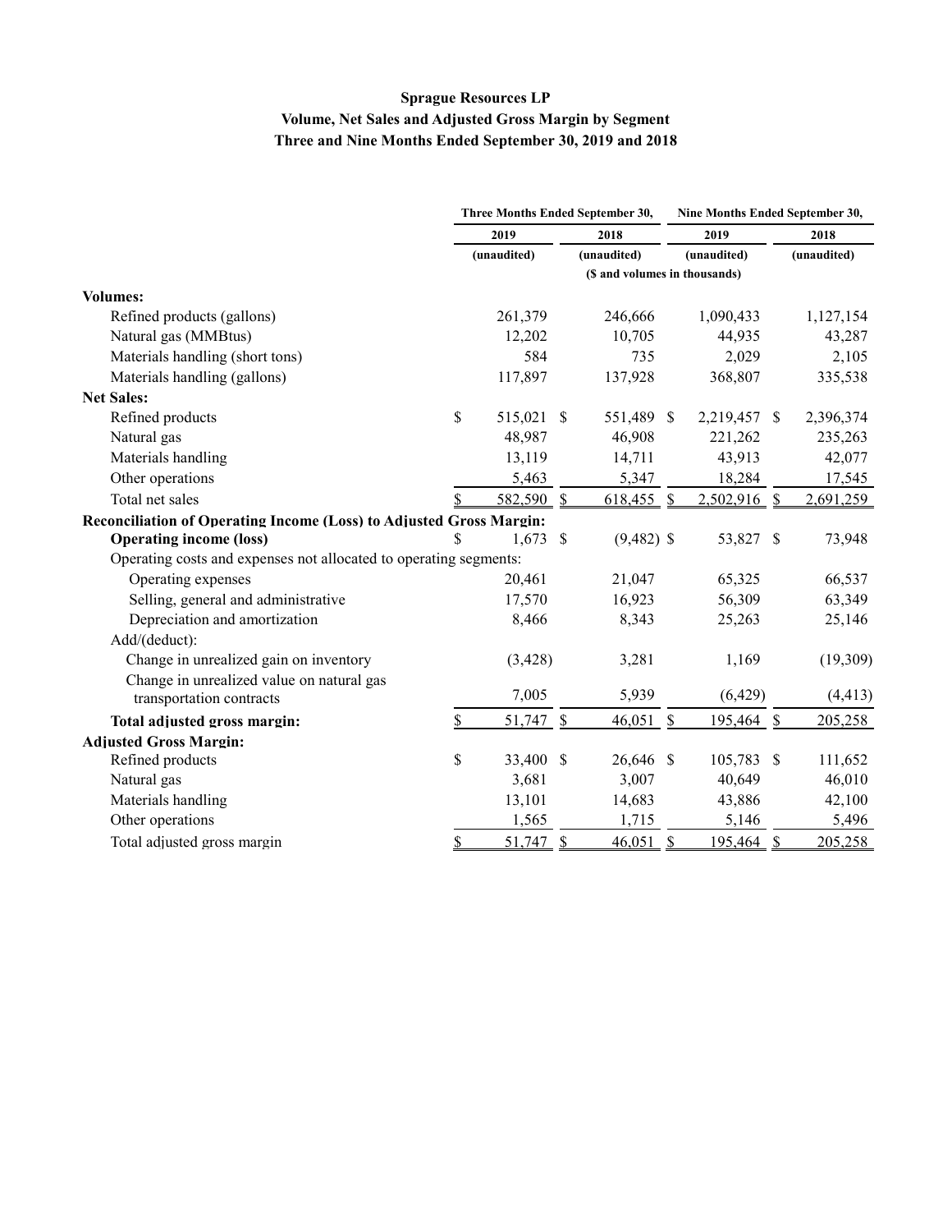**Sprague Resources LP**
**Volume, Net Sales and Adjusted Gross Margin by Segment**
**Three and Nine Months Ended September 30, 2019 and 2018**

| | Three Months Ended September 30, | | Nine Months Ended September 30, | |
|---|---|---|---|---|
| | 2019 | 2018 | 2019 | 2018 |
| | (unaudited) | (unaudited) | (unaudited) | (unaudited) |
| | ($ and volumes in thousands) | | | |
| **Volumes:** | | | | |
| Refined products (gallons) | 261,379 | 246,666 | 1,090,433 | 1,127,154 |
| Natural gas (MMBtus) | 12,202 | 10,705 | 44,935 | 43,287 |
| Materials handling (short tons) | 584 | 735 | 2,029 | 2,105 |
| Materials handling (gallons) | 117,897 | 137,928 | 368,807 | 335,538 |
| **Net Sales:** | | | | |
| Refined products | $ 515,021 | $ 551,489 | $ 2,219,457 | $ 2,396,374 |
| Natural gas | 48,987 | 46,908 | 221,262 | 235,263 |
| Materials handling | 13,119 | 14,711 | 43,913 | 42,077 |
| Other operations | 5,463 | 5,347 | 18,284 | 17,545 |
| Total net sales | $ 582,590 | $ 618,455 | $ 2,502,916 | $ 2,691,259 |
| **Reconciliation of Operating Income (Loss) to Adjusted Gross Margin:** | | | | |
| **Operating income (loss)** | $ 1,673 | $ (9,482) | $ 53,827 | $ 73,948 |
| Operating costs and expenses not allocated to operating segments: | | | | |
| Operating expenses | 20,461 | 21,047 | 65,325 | 66,537 |
| Selling, general and administrative | 17,570 | 16,923 | 56,309 | 63,349 |
| Depreciation and amortization | 8,466 | 8,343 | 25,263 | 25,146 |
| Add/(deduct): | | | | |
| Change in unrealized gain on inventory | (3,428) | 3,281 | 1,169 | (19,309) |
| Change in unrealized value on natural gas transportation contracts | 7,005 | 5,939 | (6,429) | (4,413) |
| **Total adjusted gross margin:** | $ 51,747 | $ 46,051 | $ 195,464 | $ 205,258 |
| **Adjusted Gross Margin:** | | | | |
| Refined products | $ 33,400 | $ 26,646 | $ 105,783 | $ 111,652 |
| Natural gas | 3,681 | 3,007 | 40,649 | 46,010 |
| Materials handling | 13,101 | 14,683 | 43,886 | 42,100 |
| Other operations | 1,565 | 1,715 | 5,146 | 5,496 |
| Total adjusted gross margin | $ 51,747 | $ 46,051 | $ 195,464 | $ 205,258 |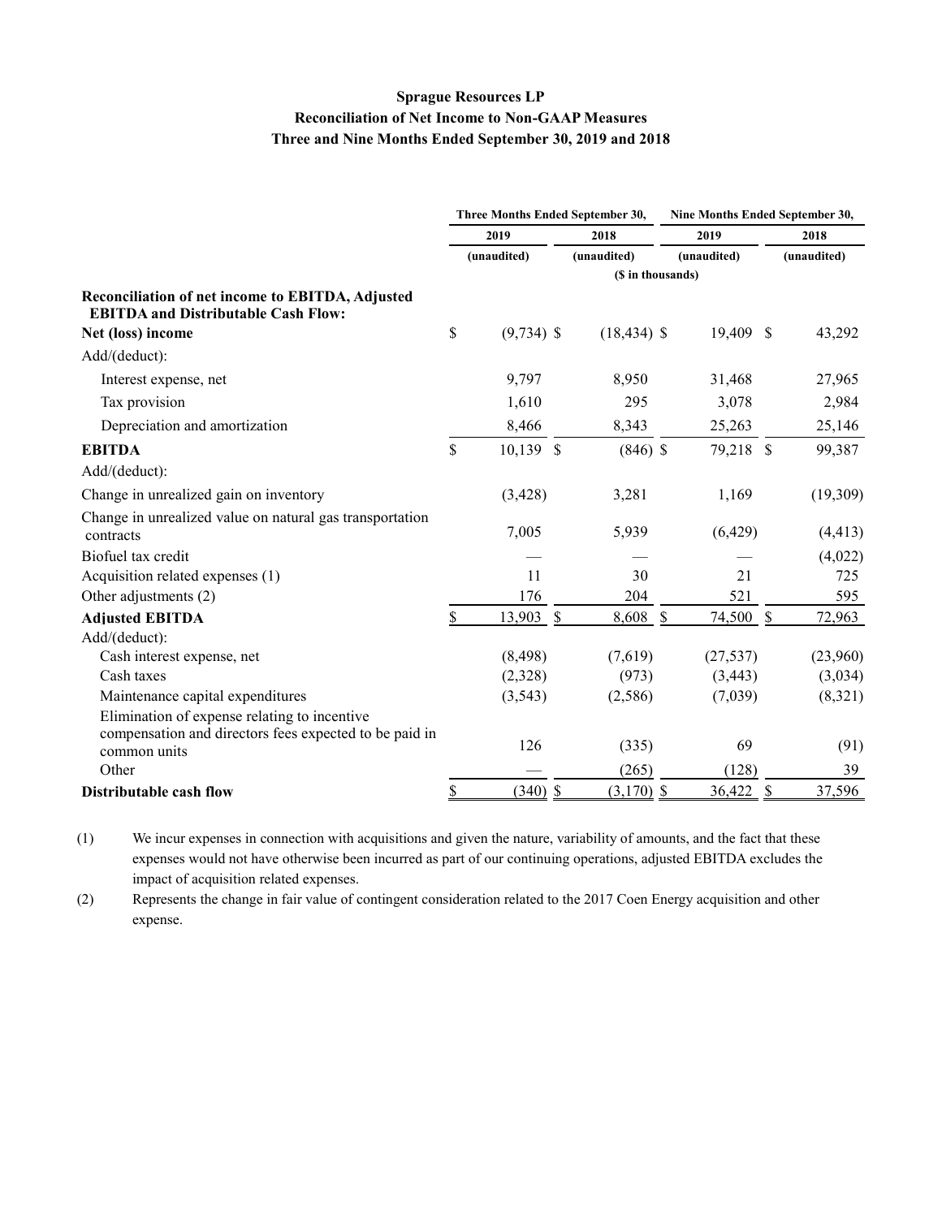**Sprague Resources LP**

**Reconciliation of Net Income to Non-GAAP Measures**

**Three and Nine Months Ended September 30, 2019 and 2018**

| | Three Months Ended September 30, | | Nine Months Ended September 30, | |
|---|---|---|---|---|
| | 2019 | 2018 | 2019 | 2018 |
| | (unaudited) | (unaudited) | (unaudited) | (unaudited) |
| | ($ in thousands) | | | |
| **Reconciliation of net income to EBITDA, Adjusted EBITDA and Distributable Cash Flow:** | | | | |
| **Net (loss) income** | $ (9,734) | $ (18,434) | $ 19,409 | $ 43,292 |
| Add/(deduct): | | | | |
| Interest expense, net | 9,797 | 8,950 | 31,468 | 27,965 |
| Tax provision | 1,610 | 295 | 3,078 | 2,984 |
| Depreciation and amortization | 8,466 | 8,343 | 25,263 | 25,146 |
| **EBITDA** | $ 10,139 | $ (846) | $ 79,218 | $ 99,387 |
| Add/(deduct): | | | | |
| Change in unrealized gain on inventory | (3,428) | 3,281 | 1,169 | (19,309) |
| Change in unrealized value on natural gas transportation contracts | 7,005 | 5,939 | (6,429) | (4,413) |
| Biofuel tax credit | — | — | — | (4,022) |
| Acquisition related expenses (1) | 11 | 30 | 21 | 725 |
| Other adjustments (2) | 176 | 204 | 521 | 595 |
| **Adjusted EBITDA** | $ 13,903 | $ 8,608 | $ 74,500 | $ 72,963 |
| Add/(deduct): | | | | |
| Cash interest expense, net | (8,498) | (7,619) | (27,537) | (23,960) |
| Cash taxes | (2,328) | (973) | (3,443) | (3,034) |
| Maintenance capital expenditures | (3,543) | (2,586) | (7,039) | (8,321) |
| Elimination of expense relating to incentive compensation and directors fees expected to be paid in common units | 126 | (335) | 69 | (91) |
| Other | — | (265) | (128) | 39 |
| **Distributable cash flow** | $ (340) | $ (3,170) | $ 36,422 | $ 37,596 |

(1) We incur expenses in connection with acquisitions and given the nature, variability of amounts, and the fact that these expenses would not have otherwise been incurred as part of our continuing operations, adjusted EBITDA excludes the impact of acquisition related expenses.

(2) Represents the change in fair value of contingent consideration related to the 2017 Coen Energy acquisition and other expense.